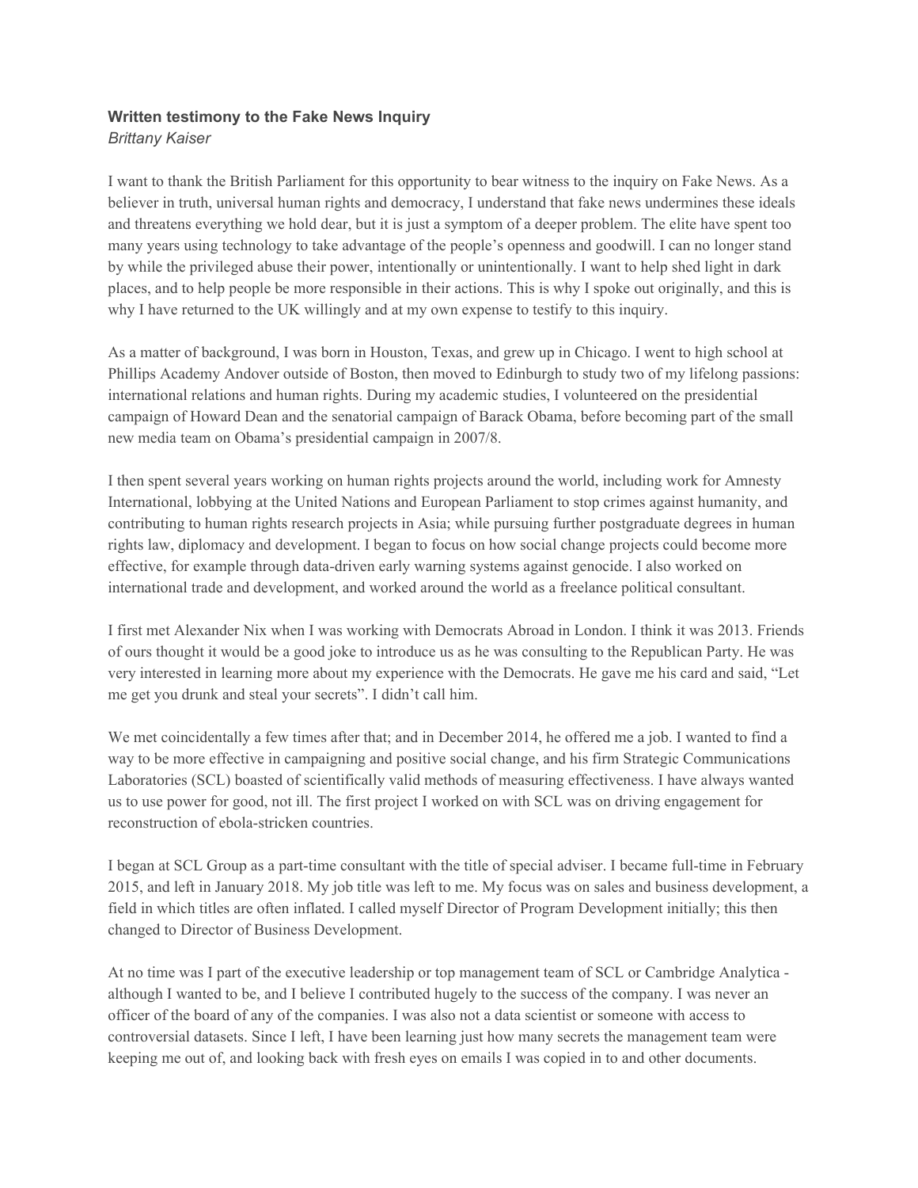**Written testimony to the Fake News Inquiry**

*Brittany Kaiser*

I want to thank the British Parliament for this opportunity to bear witness to the inquiry on Fake News. As a believer in truth, universal human rights and democracy, I understand that fake news undermines these ideals and threatens everything we hold dear, but it is just a symptom of a deeper problem. The elite have spent too many years using technology to take advantage of the people's openness and goodwill. I can no longer stand by while the privileged abuse their power, intentionally or unintentionally. I want to help shed light in dark places, and to help people be more responsible in their actions. This is why I spoke out originally, and this is why I have returned to the UK willingly and at my own expense to testify to this inquiry.

As a matter of background, I was born in Houston, Texas, and grew up in Chicago. I went to high school at Phillips Academy Andover outside of Boston, then moved to Edinburgh to study two of my lifelong passions: international relations and human rights. During my academic studies, I volunteered on the presidential campaign of Howard Dean and the senatorial campaign of Barack Obama, before becoming part of the small new media team on Obama's presidential campaign in 2007/8.

I then spent several years working on human rights projects around the world, including work for Amnesty International, lobbying at the United Nations and European Parliament to stop crimes against humanity, and contributing to human rights research projects in Asia; while pursuing further postgraduate degrees in human rights law, diplomacy and development. I began to focus on how social change projects could become more effective, for example through data-driven early warning systems against genocide. I also worked on international trade and development, and worked around the world as a freelance political consultant.

I first met Alexander Nix when I was working with Democrats Abroad in London. I think it was 2013. Friends of ours thought it would be a good joke to introduce us as he was consulting to the Republican Party. He was very interested in learning more about my experience with the Democrats. He gave me his card and said, "Let me get you drunk and steal your secrets". I didn't call him.

We met coincidentally a few times after that; and in December 2014, he offered me a job. I wanted to find a way to be more effective in campaigning and positive social change, and his firm Strategic Communications Laboratories (SCL) boasted of scientifically valid methods of measuring effectiveness. I have always wanted us to use power for good, not ill. The first project I worked on with SCL was on driving engagement for reconstruction of ebola-stricken countries.

I began at SCL Group as a part-time consultant with the title of special adviser. I became full-time in February 2015, and left in January 2018. My job title was left to me. My focus was on sales and business development, a field in which titles are often inflated. I called myself Director of Program Development initially; this then changed to Director of Business Development.

At no time was I part of the executive leadership or top management team of SCL or Cambridge Analytica - although I wanted to be, and I believe I contributed hugely to the success of the company. I was never an officer of the board of any of the companies. I was also not a data scientist or someone with access to controversial datasets. Since I left, I have been learning just how many secrets the management team were keeping me out of, and looking back with fresh eyes on emails I was copied in to and other documents.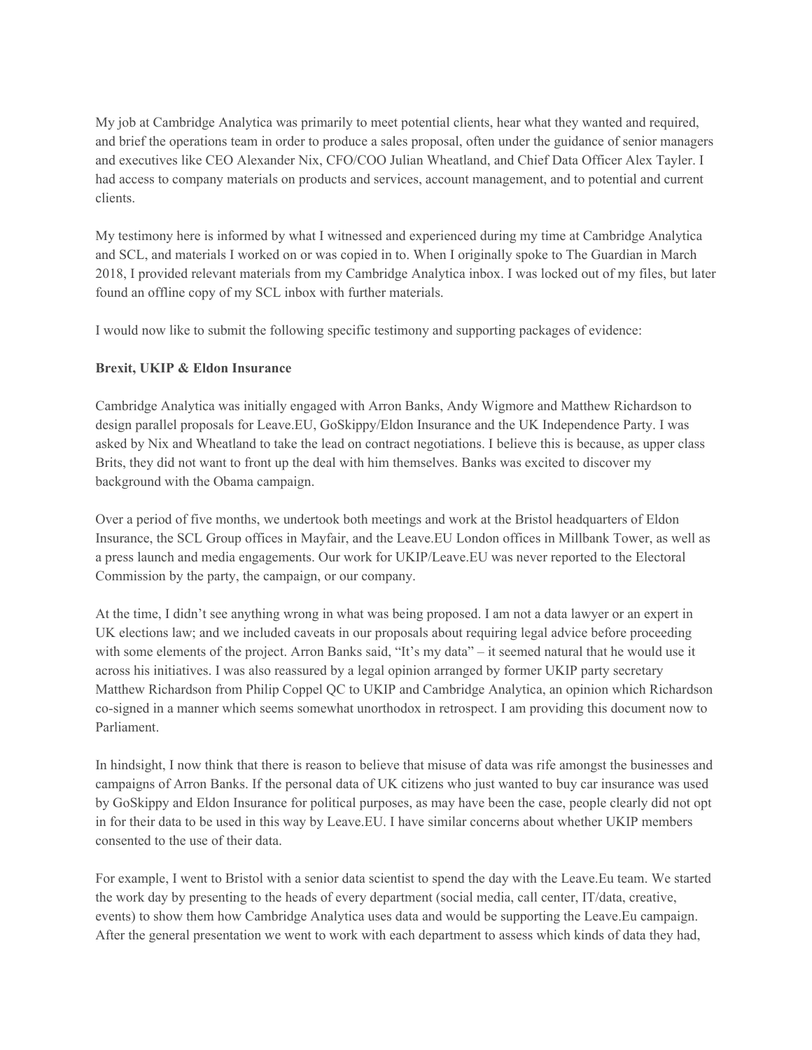My job at Cambridge Analytica was primarily to meet potential clients, hear what they wanted and required, and brief the operations team in order to produce a sales proposal, often under the guidance of senior managers and executives like CEO Alexander Nix, CFO/COO Julian Wheatland, and Chief Data Officer Alex Tayler. I had access to company materials on products and services, account management, and to potential and current clients.

My testimony here is informed by what I witnessed and experienced during my time at Cambridge Analytica and SCL, and materials I worked on or was copied in to. When I originally spoke to The Guardian in March 2018, I provided relevant materials from my Cambridge Analytica inbox. I was locked out of my files, but later found an offline copy of my SCL inbox with further materials.

I would now like to submit the following specific testimony and supporting packages of evidence:

**Brexit, UKIP & Eldon Insurance**

Cambridge Analytica was initially engaged with Arron Banks, Andy Wigmore and Matthew Richardson to design parallel proposals for Leave.EU, GoSkippy/Eldon Insurance and the UK Independence Party. I was asked by Nix and Wheatland to take the lead on contract negotiations. I believe this is because, as upper class Brits, they did not want to front up the deal with him themselves. Banks was excited to discover my background with the Obama campaign.

Over a period of five months, we undertook both meetings and work at the Bristol headquarters of Eldon Insurance, the SCL Group offices in Mayfair, and the Leave.EU London offices in Millbank Tower, as well as a press launch and media engagements. Our work for UKIP/Leave.EU was never reported to the Electoral Commission by the party, the campaign, or our company.

At the time, I didn't see anything wrong in what was being proposed. I am not a data lawyer or an expert in UK elections law; and we included caveats in our proposals about requiring legal advice before proceeding with some elements of the project. Arron Banks said, "It's my data" – it seemed natural that he would use it across his initiatives. I was also reassured by a legal opinion arranged by former UKIP party secretary Matthew Richardson from Philip Coppel QC to UKIP and Cambridge Analytica, an opinion which Richardson co-signed in a manner which seems somewhat unorthodox in retrospect. I am providing this document now to Parliament.

In hindsight, I now think that there is reason to believe that misuse of data was rife amongst the businesses and campaigns of Arron Banks. If the personal data of UK citizens who just wanted to buy car insurance was used by GoSkippy and Eldon Insurance for political purposes, as may have been the case, people clearly did not opt in for their data to be used in this way by Leave.EU. I have similar concerns about whether UKIP members consented to the use of their data.

For example, I went to Bristol with a senior data scientist to spend the day with the Leave.Eu team. We started the work day by presenting to the heads of every department (social media, call center, IT/data, creative, events) to show them how Cambridge Analytica uses data and would be supporting the Leave.Eu campaign. After the general presentation we went to work with each department to assess which kinds of data they had,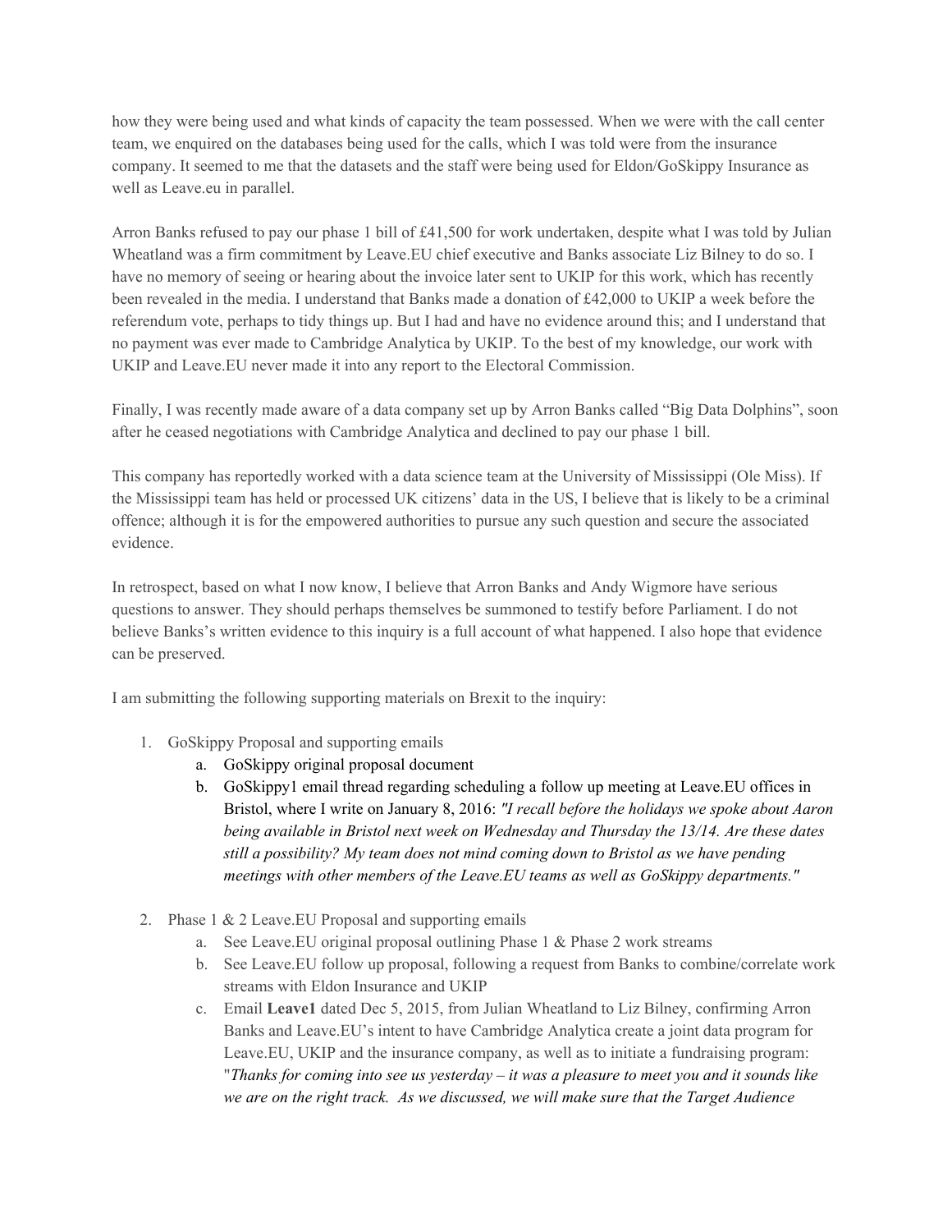how they were being used and what kinds of capacity the team possessed. When we were with the call center team, we enquired on the databases being used for the calls, which I was told were from the insurance company. It seemed to me that the datasets and the staff were being used for Eldon/GoSkippy Insurance as well as Leave.eu in parallel.

Arron Banks refused to pay our phase 1 bill of £41,500 for work undertaken, despite what I was told by Julian Wheatland was a firm commitment by Leave.EU chief executive and Banks associate Liz Bilney to do so. I have no memory of seeing or hearing about the invoice later sent to UKIP for this work, which has recently been revealed in the media. I understand that Banks made a donation of £42,000 to UKIP a week before the referendum vote, perhaps to tidy things up. But I had and have no evidence around this; and I understand that no payment was ever made to Cambridge Analytica by UKIP. To the best of my knowledge, our work with UKIP and Leave.EU never made it into any report to the Electoral Commission.

Finally, I was recently made aware of a data company set up by Arron Banks called "Big Data Dolphins", soon after he ceased negotiations with Cambridge Analytica and declined to pay our phase 1 bill.

This company has reportedly worked with a data science team at the University of Mississippi (Ole Miss). If the Mississippi team has held or processed UK citizens' data in the US, I believe that is likely to be a criminal offence; although it is for the empowered authorities to pursue any such question and secure the associated evidence.

In retrospect, based on what I now know, I believe that Arron Banks and Andy Wigmore have serious questions to answer. They should perhaps themselves be summoned to testify before Parliament. I do not believe Banks's written evidence to this inquiry is a full account of what happened. I also hope that evidence can be preserved.

I am submitting the following supporting materials on Brexit to the inquiry:

1. GoSkippy Proposal and supporting emails
   a. GoSkippy original proposal document
   b. GoSkippy1 email thread regarding scheduling a follow up meeting at Leave.EU offices in Bristol, where I write on January 8, 2016: *"I recall before the holidays we spoke about Aaron being available in Bristol next week on Wednesday and Thursday the 13/14. Are these dates still a possibility? My team does not mind coming down to Bristol as we have pending meetings with other members of the Leave.EU teams as well as GoSkippy departments."*

2. Phase 1 & 2 Leave.EU Proposal and supporting emails
   a. See Leave.EU original proposal outlining Phase 1 & Phase 2 work streams
   b. See Leave.EU follow up proposal, following a request from Banks to combine/correlate work streams with Eldon Insurance and UKIP
   c. Email **Leave1** dated Dec 5, 2015, from Julian Wheatland to Liz Bilney, confirming Arron Banks and Leave.EU's intent to have Cambridge Analytica create a joint data program for Leave.EU, UKIP and the insurance company, as well as to initiate a fundraising program: "*Thanks for coming into see us yesterday – it was a pleasure to meet you and it sounds like we are on the right track. As we discussed, we will make sure that the Target Audience*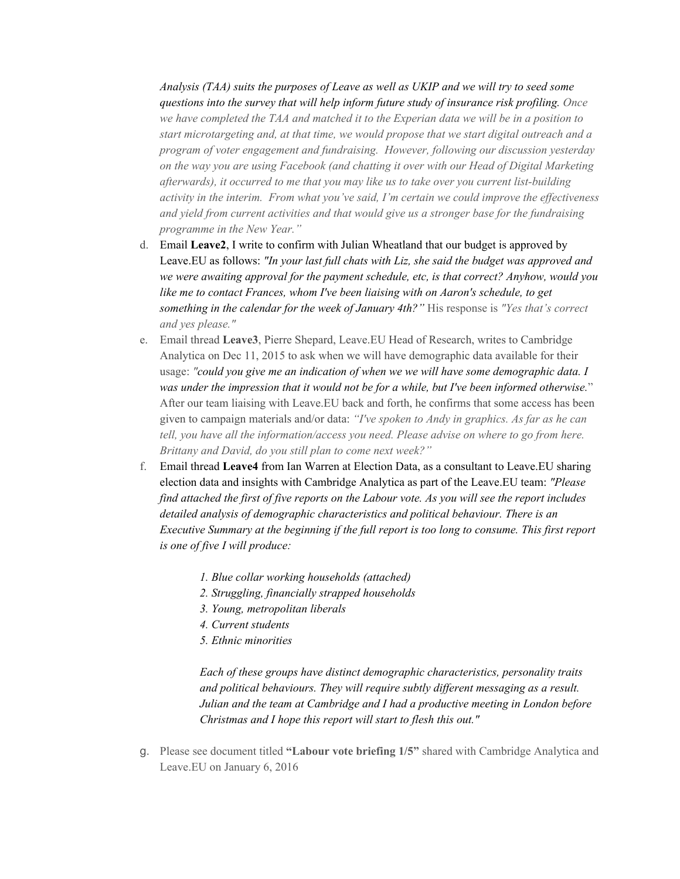*Analysis (TAA) suits the purposes of Leave as well as UKIP and we will try to seed some questions into the survey that will help inform future study of insurance risk profiling. Once we have completed the TAA and matched it to the Experian data we will be in a position to start microtargeting and, at that time, we would propose that we start digital outreach and a program of voter engagement and fundraising. However, following our discussion yesterday on the way you are using Facebook (and chatting it over with our Head of Digital Marketing afterwards), it occurred to me that you may like us to take over you current list-building activity in the interim. From what you've said, I'm certain we could improve the effectiveness and yield from current activities and that would give us a stronger base for the fundraising programme in the New Year."*

d. Email **Leave2**, I write to confirm with Julian Wheatland that our budget is approved by Leave.EU as follows: *"In your last full chats with Liz, she said the budget was approved and we were awaiting approval for the payment schedule, etc, is that correct? Anyhow, would you like me to contact Frances, whom I've been liaising with on Aaron's schedule, to get something in the calendar for the week of January 4th?"* His response is *"Yes that's correct and yes please."*

e. Email thread **Leave3**, Pierre Shepard, Leave.EU Head of Research, writes to Cambridge Analytica on Dec 11, 2015 to ask when we will have demographic data available for their usage: *"could you give me an indication of when we we will have some demographic data. I was under the impression that it would not be for a while, but I've been informed otherwise."* After our team liaising with Leave.EU back and forth, he confirms that some access has been given to campaign materials and/or data: *"I've spoken to Andy in graphics. As far as he can tell, you have all the information/access you need. Please advise on where to go from here. Brittany and David, do you still plan to come next week?"*

f. Email thread **Leave4** from Ian Warren at Election Data, as a consultant to Leave.EU sharing election data and insights with Cambridge Analytica as part of the Leave.EU team: *"Please find attached the first of five reports on the Labour vote. As you will see the report includes detailed analysis of demographic characteristics and political behaviour. There is an Executive Summary at the beginning if the full report is too long to consume. This first report is one of five I will produce:*

   *1. Blue collar working households (attached)*
   *2. Struggling, financially strapped households*
   *3. Young, metropolitan liberals*
   *4. Current students*
   *5. Ethnic minorities*

   *Each of these groups have distinct demographic characteristics, personality traits and political behaviours. They will require subtly different messaging as a result. Julian and the team at Cambridge and I had a productive meeting in London before Christmas and I hope this report will start to flesh this out."*

g. Please see document titled **"Labour vote briefing 1/5"** shared with Cambridge Analytica and Leave.EU on January 6, 2016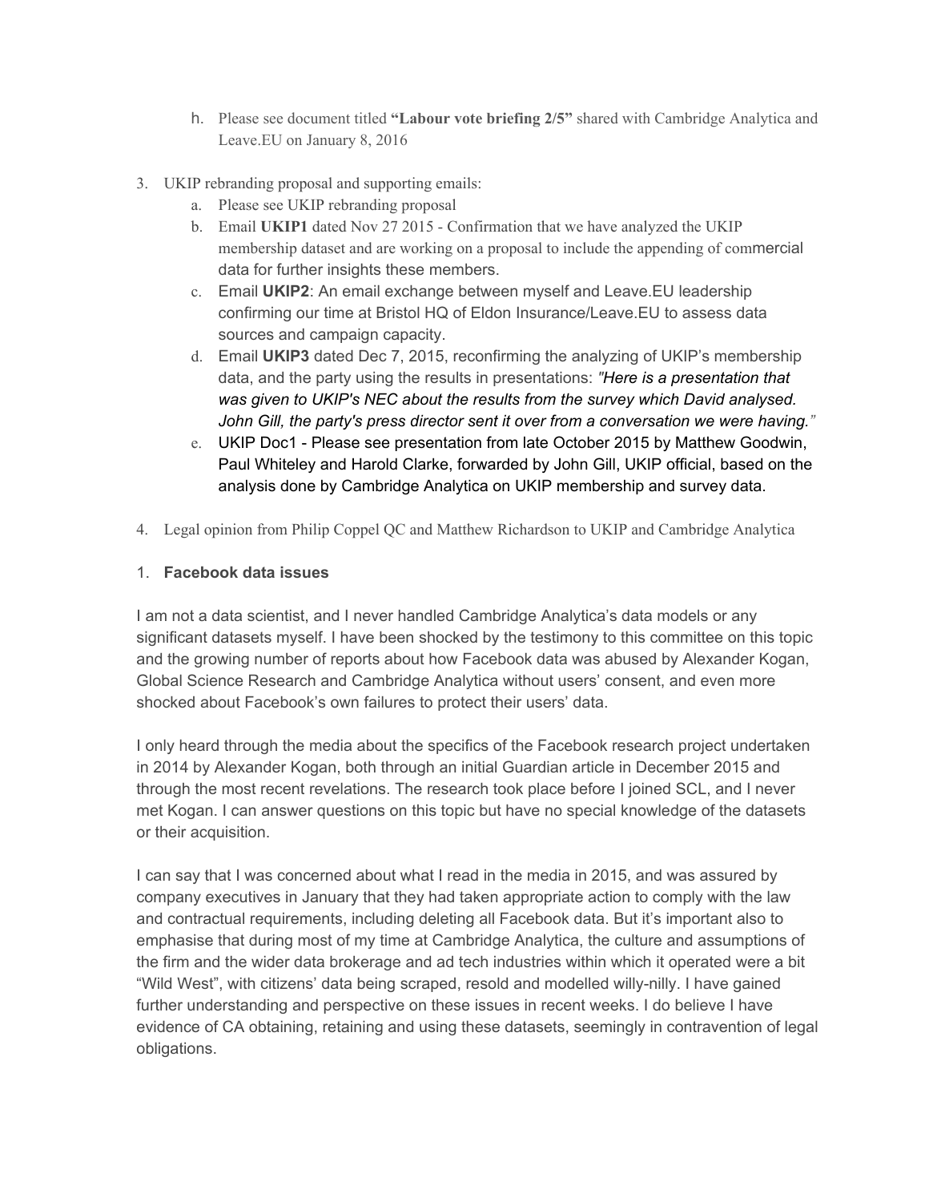h. Please see document titled **"Labour vote briefing 2/5"** shared with Cambridge Analytica and Leave.EU on January 8, 2016

3. UKIP rebranding proposal and supporting emails:
   a. Please see UKIP rebranding proposal
   b. Email **UKIP1** dated Nov 27 2015 - Confirmation that we have analyzed the UKIP membership dataset and are working on a proposal to include the appending of commercial data for further insights these members.
   c. Email **UKIP2**: An email exchange between myself and Leave.EU leadership confirming our time at Bristol HQ of Eldon Insurance/Leave.EU to assess data sources and campaign capacity.
   d. Email **UKIP3** dated Dec 7, 2015, reconfirming the analyzing of UKIP's membership data, and the party using the results in presentations: *"Here is a presentation that was given to UKIP's NEC about the results from the survey which David analysed. John Gill, the party's press director sent it over from a conversation we were having."*
   e. UKIP Doc1 - Please see presentation from late October 2015 by Matthew Goodwin, Paul Whiteley and Harold Clarke, forwarded by John Gill, UKIP official, based on the analysis done by Cambridge Analytica on UKIP membership and survey data.

4. Legal opinion from Philip Coppel QC and Matthew Richardson to UKIP and Cambridge Analytica

1. **Facebook data issues**

I am not a data scientist, and I never handled Cambridge Analytica's data models or any significant datasets myself. I have been shocked by the testimony to this committee on this topic and the growing number of reports about how Facebook data was abused by Alexander Kogan, Global Science Research and Cambridge Analytica without users' consent, and even more shocked about Facebook's own failures to protect their users' data.

I only heard through the media about the specifics of the Facebook research project undertaken in 2014 by Alexander Kogan, both through an initial Guardian article in December 2015 and through the most recent revelations. The research took place before I joined SCL, and I never met Kogan. I can answer questions on this topic but have no special knowledge of the datasets or their acquisition.

I can say that I was concerned about what I read in the media in 2015, and was assured by company executives in January that they had taken appropriate action to comply with the law and contractual requirements, including deleting all Facebook data. But it's important also to emphasise that during most of my time at Cambridge Analytica, the culture and assumptions of the firm and the wider data brokerage and ad tech industries within which it operated were a bit "Wild West", with citizens' data being scraped, resold and modelled willy-nilly. I have gained further understanding and perspective on these issues in recent weeks. I do believe I have evidence of CA obtaining, retaining and using these datasets, seemingly in contravention of legal obligations.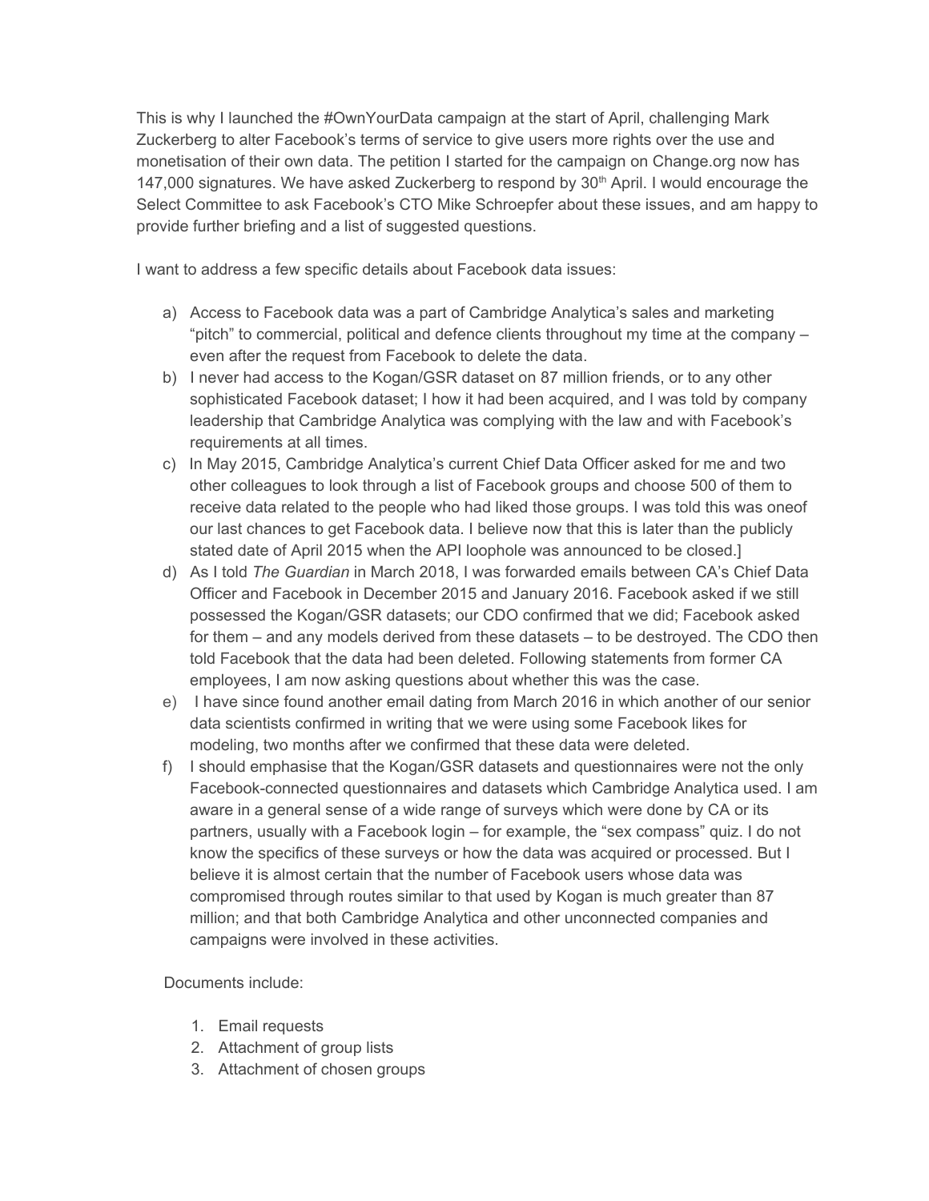This is why I launched the #OwnYourData campaign at the start of April, challenging Mark Zuckerberg to alter Facebook's terms of service to give users more rights over the use and monetisation of their own data. The petition I started for the campaign on Change.org now has 147,000 signatures. We have asked Zuckerberg to respond by 30th April. I would encourage the Select Committee to ask Facebook's CTO Mike Schroepfer about these issues, and am happy to provide further briefing and a list of suggested questions.

I want to address a few specific details about Facebook data issues:

a) Access to Facebook data was a part of Cambridge Analytica's sales and marketing "pitch" to commercial, political and defence clients throughout my time at the company – even after the request from Facebook to delete the data.
b) I never had access to the Kogan/GSR dataset on 87 million friends, or to any other sophisticated Facebook dataset; I how it had been acquired, and I was told by company leadership that Cambridge Analytica was complying with the law and with Facebook's requirements at all times.
c) In May 2015, Cambridge Analytica's current Chief Data Officer asked for me and two other colleagues to look through a list of Facebook groups and choose 500 of them to receive data related to the people who had liked those groups. I was told this was oneof our last chances to get Facebook data. I believe now that this is later than the publicly stated date of April 2015 when the API loophole was announced to be closed.]
d) As I told *The Guardian* in March 2018, I was forwarded emails between CA's Chief Data Officer and Facebook in December 2015 and January 2016. Facebook asked if we still possessed the Kogan/GSR datasets; our CDO confirmed that we did; Facebook asked for them – and any models derived from these datasets – to be destroyed. The CDO then told Facebook that the data had been deleted. Following statements from former CA employees, I am now asking questions about whether this was the case.
e) I have since found another email dating from March 2016 in which another of our senior data scientists confirmed in writing that we were using some Facebook likes for modeling, two months after we confirmed that these data were deleted.
f) I should emphasise that the Kogan/GSR datasets and questionnaires were not the only Facebook-connected questionnaires and datasets which Cambridge Analytica used. I am aware in a general sense of a wide range of surveys which were done by CA or its partners, usually with a Facebook login – for example, the "sex compass" quiz. I do not know the specifics of these surveys or how the data was acquired or processed. But I believe it is almost certain that the number of Facebook users whose data was compromised through routes similar to that used by Kogan is much greater than 87 million; and that both Cambridge Analytica and other unconnected companies and campaigns were involved in these activities.

Documents include:

1. Email requests
2. Attachment of group lists
3. Attachment of chosen groups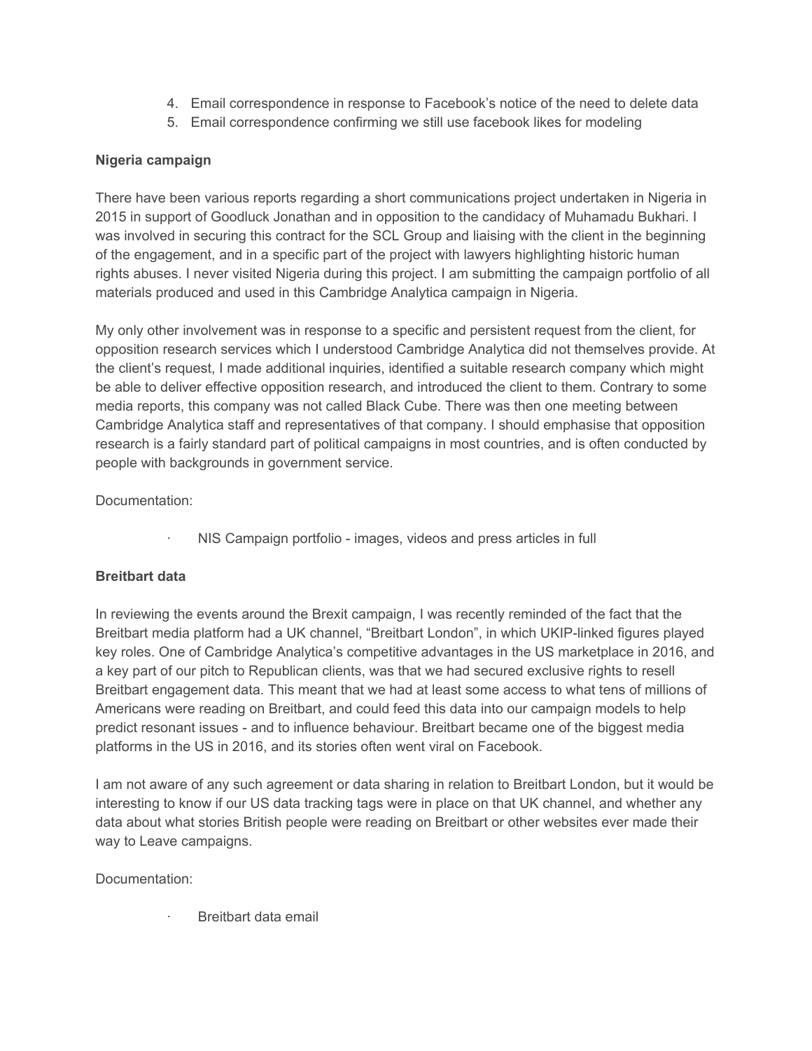4. Email correspondence in response to Facebook's notice of the need to delete data
5. Email correspondence confirming we still use facebook likes for modeling

**Nigeria campaign**

There have been various reports regarding a short communications project undertaken in Nigeria in 2015 in support of Goodluck Jonathan and in opposition to the candidacy of Muhamadu Bukhari. I was involved in securing this contract for the SCL Group and liaising with the client in the beginning of the engagement, and in a specific part of the project with lawyers highlighting historic human rights abuses. I never visited Nigeria during this project. I am submitting the campaign portfolio of all materials produced and used in this Cambridge Analytica campaign in Nigeria.

My only other involvement was in response to a specific and persistent request from the client, for opposition research services which I understood Cambridge Analytica did not themselves provide. At the client's request, I made additional inquiries, identified a suitable research company which might be able to deliver effective opposition research, and introduced the client to them. Contrary to some media reports, this company was not called Black Cube. There was then one meeting between Cambridge Analytica staff and representatives of that company. I should emphasise that opposition research is a fairly standard part of political campaigns in most countries, and is often conducted by people with backgrounds in government service.

Documentation:

- NIS Campaign portfolio - images, videos and press articles in full

**Breitbart data**

In reviewing the events around the Brexit campaign, I was recently reminded of the fact that the Breitbart media platform had a UK channel, "Breitbart London", in which UKIP-linked figures played key roles. One of Cambridge Analytica's competitive advantages in the US marketplace in 2016, and a key part of our pitch to Republican clients, was that we had secured exclusive rights to resell Breitbart engagement data. This meant that we had at least some access to what tens of millions of Americans were reading on Breitbart, and could feed this data into our campaign models to help predict resonant issues - and to influence behaviour. Breitbart became one of the biggest media platforms in the US in 2016, and its stories often went viral on Facebook.

I am not aware of any such agreement or data sharing in relation to Breitbart London, but it would be interesting to know if our US data tracking tags were in place on that UK channel, and whether any data about what stories British people were reading on Breitbart or other websites ever made their way to Leave campaigns.

Documentation:

- Breitbart data email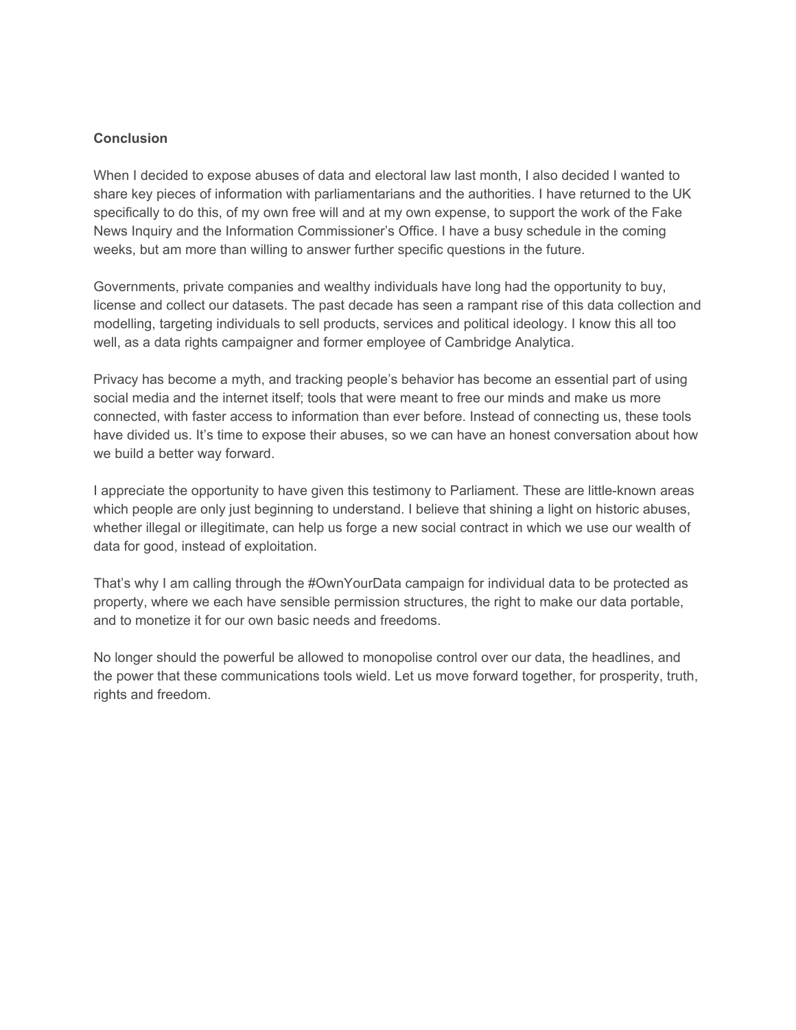**Conclusion**

When I decided to expose abuses of data and electoral law last month, I also decided I wanted to share key pieces of information with parliamentarians and the authorities. I have returned to the UK specifically to do this, of my own free will and at my own expense, to support the work of the Fake News Inquiry and the Information Commissioner's Office. I have a busy schedule in the coming weeks, but am more than willing to answer further specific questions in the future.

Governments, private companies and wealthy individuals have long had the opportunity to buy, license and collect our datasets. The past decade has seen a rampant rise of this data collection and modelling, targeting individuals to sell products, services and political ideology. I know this all too well, as a data rights campaigner and former employee of Cambridge Analytica.

Privacy has become a myth, and tracking people's behavior has become an essential part of using social media and the internet itself; tools that were meant to free our minds and make us more connected, with faster access to information than ever before. Instead of connecting us, these tools have divided us. It's time to expose their abuses, so we can have an honest conversation about how we build a better way forward.

I appreciate the opportunity to have given this testimony to Parliament. These are little-known areas which people are only just beginning to understand. I believe that shining a light on historic abuses, whether illegal or illegitimate, can help us forge a new social contract in which we use our wealth of data for good, instead of exploitation.

That's why I am calling through the #OwnYourData campaign for individual data to be protected as property, where we each have sensible permission structures, the right to make our data portable, and to monetize it for our own basic needs and freedoms.

No longer should the powerful be allowed to monopolise control over our data, the headlines, and the power that these communications tools wield. Let us move forward together, for prosperity, truth, rights and freedom.